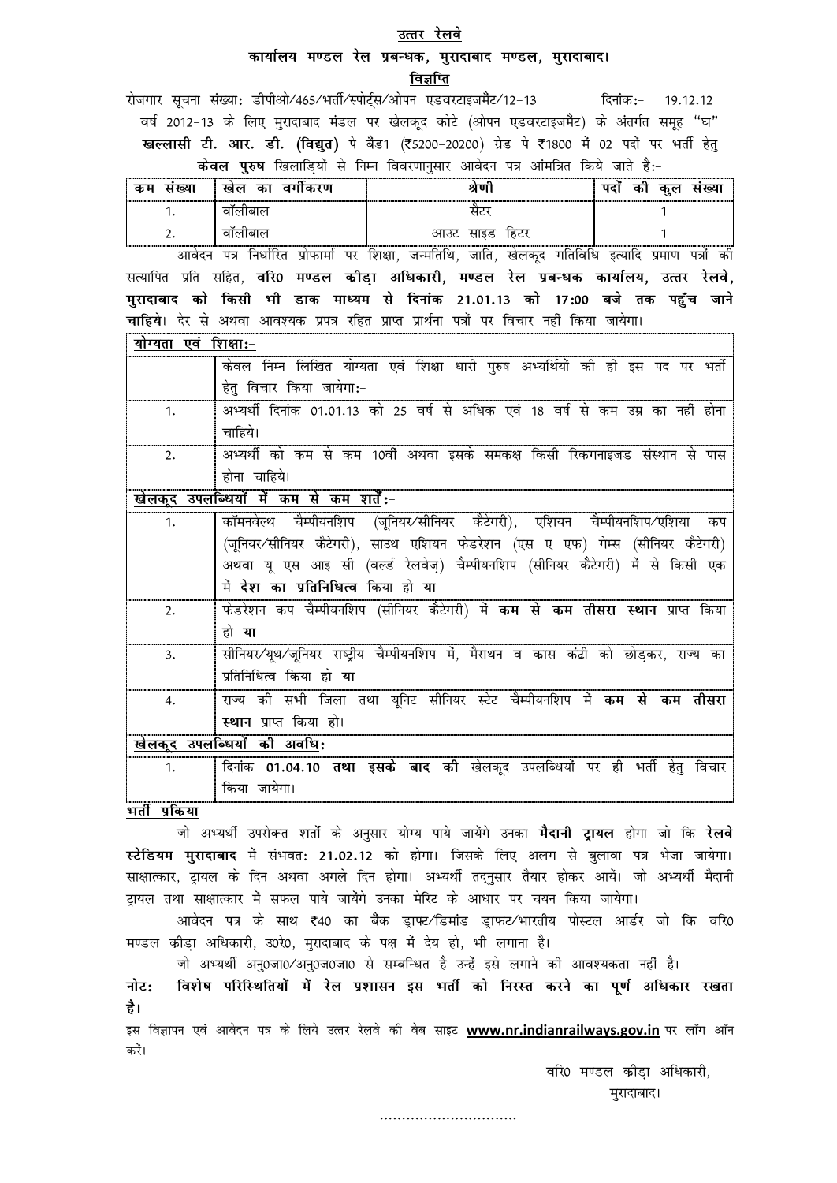**<u>उत्तर रेलवे</u>**

**कार्यालय मण्डल रेल प्रबन्धक, मुरादाबाद मण्डल, मुरादाबाद।**

**<u>विज्ञप्ति</u>**

रोजगार सूचना संख्या: डीपीओ/465/भर्ती/स्पोर्ट्स/ओपन एडवरटाइजमैंट/12-13 दिनांक:- 19.12.12

वर्ष 2012-13 के लिए मुरादाबाद मंडल पर खेलकूद कोटे (ओपन एडवरटाइजमैंट) के अंतर्गत समूह "घ" **खल्लासी टी. आर. डी. (विद्युत)** पे बैंड1 (₹5200-20200) ग्रेड पे ₹1800 में 02 पदों पर भर्ती हेतु **केवल पुरुष** खिलाड़ियों से निम्न विवरणानुसार आवेदन पत्र आंमत्रित किये जाते है:-

| कम संख्या | खेल का वर्गीकरण | श्रेणी | पदों की कुल संख्या |
|---|---|---|---|
| 1. | वॉलीबाल | सैंटर | 1 |
| 2. | वॉलीबाल | आउट साइड हिटर | 1 |

आवेदन पत्र निर्धारित प्रोफार्मा पर शिक्षा, जन्मतिथि, जाति, खेलकूद गतिविधि इत्यादि प्रमाण पत्रों की सत्यापित प्रति सहित, **वरि0 मण्डल क्रीड़ा अधिकारी, मण्डल रेल प्रबन्धक कार्यालय, उत्तर रेलवे, मुरादाबाद को किसी भी डाक माध्यम से दिनांक 21.01.13 को 17:00 बजे तक पहुँच जाने चाहिये।** देर से अथवा आवश्यक प्रपत्र रहित प्राप्त प्रार्थना पत्रों पर विचार नहीं किया जायेगा।

| **<u>योग्यता एवं शिक्षा:-</u>** | |
|---|---|
| | केवल निम्न लिखित योग्यता एवं शिक्षा धारी पुरुष अभ्यर्थियों की ही इस पद पर भर्ती हेतु विचार किया जायेगा:- |
| 1. | अभ्यर्थी दिनांक 01.01.13 को 25 वर्ष से अधिक एवं 18 वर्ष से कम उम्र का नहीं होना चाहिये। |
| 2. | अभ्यर्थी को कम से कम 10वीं अथवा इसके समकक्ष किसी रिकगनाइजड संस्थान से पास होना चाहिये। |
| **<u>खेलकूद उपलब्धियों में कम से कम शर्तें:-</u>** | |
| 1. | कॉमनवेल्थ चैम्पीयनशिप (जूनियर/सीनियर कैटेगरी), एशियन चैम्पीयनशिप/एशिया कप (जूनियर/सीनियर कैटेगरी), साउथ एशियन फेडरेशन (एस ए एफ) गेम्स (सीनियर कैटेगरी) अथवा यू एस आइ सी (वर्ल्ड रेलवेज़) चैम्पीयनशिप (सीनियर कैटेगरी) में से किसी एक में **देश का प्रतिनिधित्व** किया हो **या** |
| 2. | फेडरेशन कप चैम्पीयनशिप (सीनियर कैटेगरी) में **कम से कम तीसरा स्थान** प्राप्त किया हो **या** |
| 3. | सीनियर/यूथ/जूनियर राष्ट्रीय चैम्पीयनशिप में, मैराथन व क्रास कंट्री को छोड़कर, राज्य का प्रतिनिधित्व किया हो **या** |
| 4. | राज्य की सभी जिला तथा यूनिट सीनियर स्टेट चैम्पीयनशिप में **कम से कम तीसरा स्थान** प्राप्त किया हो। |
| **<u>खेलकूद उपलब्धियों की अवधि:-</u>** | |
| 1. | दिनांक **01.04.10 तथा इसके बाद की** खेलकूद उपलब्धियों पर ही भर्ती हेतु विचार किया जायेगा। |

**<u>भर्ती प्रकिया</u>**

जो अभ्यर्थी उपरोक्त शर्तो के अनुसार योग्य पाये जायेंगे उनका **मैदानी ट्रायल** होगा जो कि **रेलवे स्टेडियम मुरादाबाद** में संभवत: **21.02.12** को होगा। जिसके लिए अलग से बुलावा पत्र भेजा जायेगा। साक्षात्कार, ट्रायल के दिन अथवा अगले दिन होगा। अभ्यर्थी तद्नुसार तैयार होकर आयें। जो अभ्यर्थी मैदानी ट्रायल तथा साक्षात्कार में सफल पाये जायेंगे उनका मेरिट के आधार पर चयन किया जायेगा।

आवेदन पत्र के साथ ₹40 का बैंक ड्राफ्ट/डिमांड ड्राफ्ट/भारतीय पोस्टल आर्डर जो कि वरि0 मण्डल क्रीड़ा अधिकारी, उ0रे0, मुरादाबाद के पक्ष में देय हो, भी लगाना है।

जो अभ्यर्थी अनु0जा0/अनु0ज0जा0 से सम्बन्धित है उन्हें इसे लगाने की आवश्यकता नहीं है।

**नोट:- विशेष परिस्थितियों में रेल प्रशासन इस भर्ती को निरस्त करने का पूर्ण अधिकार रखता है।**

इस विज्ञापन एवं आवेदन पत्र के लिये उत्तर रेलवे की वेब साइट **<u>www.nr.indianrailways.gov.in</u>** पर लॉग ऑन करें।

वरि0 मण्डल क्रीड़ा अधिकारी,
मुरादाबाद।

..............................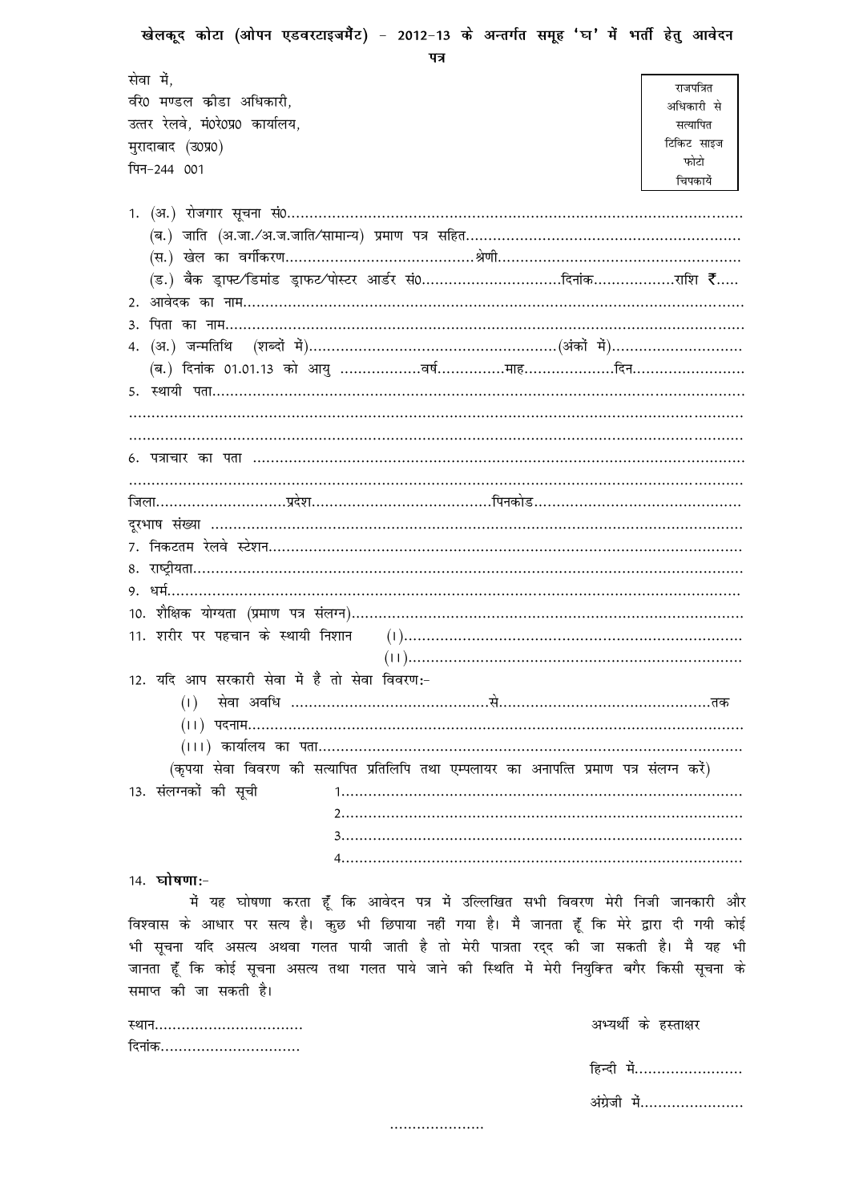# खेलकूद कोटा (ओपन एडवरटाइजमैंट) – 2012-13 के अन्तर्गत समूह 'घ' में भर्ती हेतु आवेदन पत्र

सेवा में,
वरि० मण्डल क्रीडा अधिकारी,
उत्तर रेलवे, मं०रे०प्र० कार्यालय,
मुरादाबाद (उ०प्र०)
पिन-244 001

> राजपत्रित अधिकारी से सत्यापित टिकिट साइज फोटो चिपकायें

1. (अ.) रोजगार सूचना सं०..................................................................................................
   (ब.) जाति (अ.जा./अ.ज.जाति/सामान्य) प्रमाण पत्र सहित..............................................................
   (स.) खेल का वर्गीकरण........................................श्रेणी.......................................................
   (ड.) बैंक ड्राफ्ट/डिमांड ड्राफ्ट/पोस्टर आर्डर सं0..............................दिनांक..................राशि ₹.....
2. आवेदक का नाम.....................................................................................................................
3. पिता का नाम.......................................................................................................................
4. (अ.) जन्मतिथि (शब्दों में).......................................................(अंकों में).............................
   (ब.) दिनांक 01.01.13 को आयु ..................वर्ष...............माह....................दिन.........................
5. स्थायी पता.........................................................................................................................
.........................................................................................................................................
.........................................................................................................................................
6. पत्राचार का पता ...................................................................................................................
.........................................................................................................................................
जिला.............................प्रदेश.......................................पिनकोड.............................................
दूरभाष संख्या .........................................................................................................................
7. निकटतम रेलवे स्टेशन.............................................................................................................
8. राष्ट्रीयता..............................................................................................................................
9. धर्म.....................................................................................................................................
10. शैक्षिक योग्यता (प्रमाण पत्र संलग्न)........................................................................................
11. शरीर पर पहचान के स्थायी निशान (I)..........................................................................
    (II)..........................................................................
12. यदि आप सरकारी सेवा में हैं तो सेवा विवरण:-
    (I) सेवा अवधि ...........................................से.............................................तक
    (II) पदनाम.......................................................................................................
    (III) कार्यालय का पता.........................................................................................
    (कृपया सेवा विवरण की सत्यापित प्रतिलिपि तथा एम्प्लायर का अनापत्ति प्रमाण पत्र संलग्न करें)
13. संलग्नकों की सूची
    1.........................................................................................
    2.........................................................................................
    3.........................................................................................
    4.........................................................................................

14. **घोषणा:-**

मैं यह घोषणा करता हूँ कि आवेदन पत्र में उल्लिखित सभी विवरण मेरी निजी जानकारी और विश्वास के आधार पर सत्य है। कुछ भी छिपाया नहीं गया है। मै जानता हूँ कि मेरे द्वारा दी गयी कोई भी सूचना यदि असत्य अथवा गलत पायी जाती है तो मेरी पात्रता रद्द की जा सकती है। मैं यह भी जानता हूँ कि कोई सूचना असत्य तथा गलत पाये जाने की स्थिति में मेरी नियुक्ति बगैर किसी सूचना के समाप्त की जा सकती है।

स्थान.................................
दिनांक...............................

अभ्यर्थी के हस्ताक्षर

हिन्दी में........................

अंग्रेजी में.......................

.....................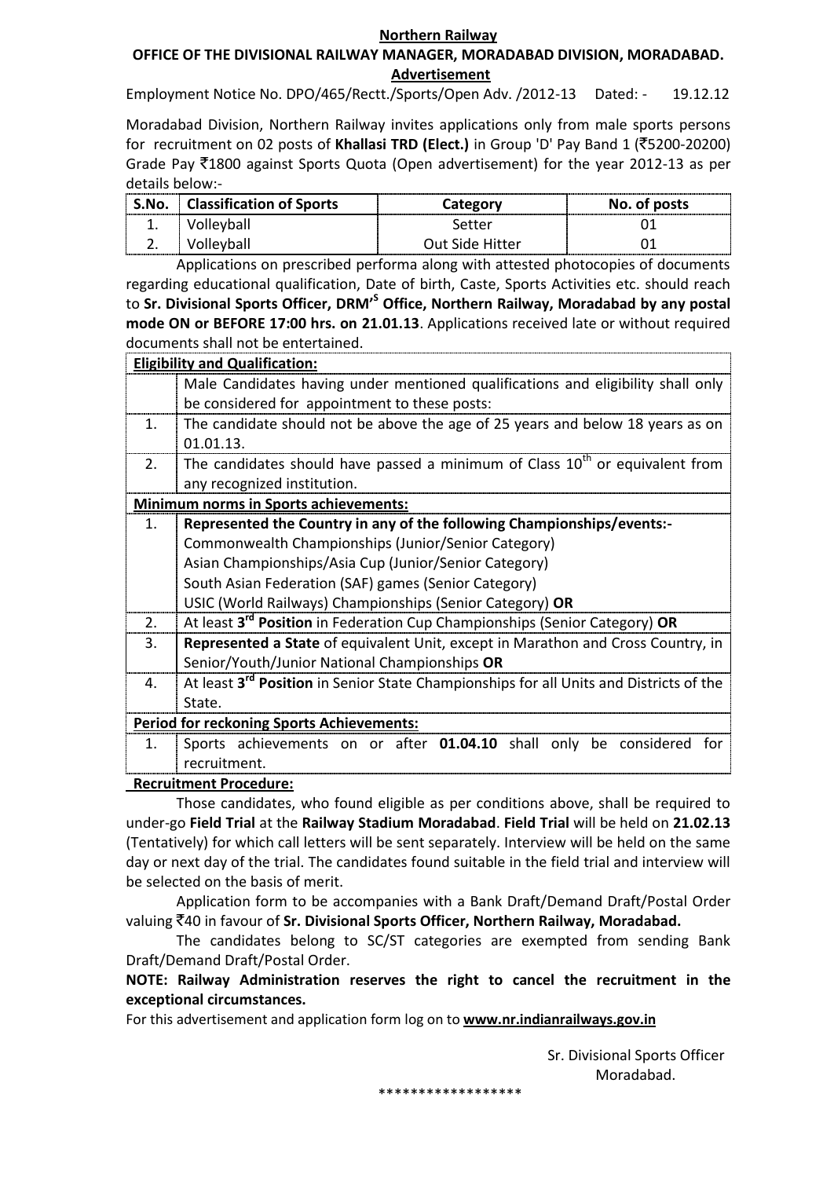**Northern Railway**

**OFFICE OF THE DIVISIONAL RAILWAY MANAGER, MORADABAD DIVISION, MORADABAD.**

**Advertisement**

Employment Notice No. DPO/465/Rectt./Sports/Open Adv. /2012-13 Dated: - 19.12.12

Moradabad Division, Northern Railway invites applications only from male sports persons for recruitment on 02 posts of **Khallasi TRD (Elect.)** in Group 'D' Pay Band 1 (₹5200-20200) Grade Pay ₹1800 against Sports Quota (Open advertisement) for the year 2012-13 as per details below:-

| S.No. | Classification of Sports | Category | No. of posts |
|---|---|---|---|
| 1. | Volleyball | Setter | 01 |
| 2. | Volleyball | Out Side Hitter | 01 |

Applications on prescribed performa along with attested photocopies of documents regarding educational qualification, Date of birth, Caste, Sports Activities etc. should reach to **Sr. Divisional Sports Officer, DRM'S Office, Northern Railway, Moradabad by any postal mode ON or BEFORE 17:00 hrs. on 21.01.13**. Applications received late or without required documents shall not be entertained.

| **Eligibility and Qualification:** | |
|---|---|
| | Male Candidates having under mentioned qualifications and eligibility shall only be considered for appointment to these posts: |
| 1. | The candidate should not be above the age of 25 years and below 18 years as on 01.01.13. |
| 2. | The candidates should have passed a minimum of Class 10th or equivalent from any recognized institution. |
| **Minimum norms in Sports achievements:** | |
| 1. | **Represented the Country in any of the following Championships/events:-** Commonwealth Championships (Junior/Senior Category) Asian Championships/Asia Cup (Junior/Senior Category) South Asian Federation (SAF) games (Senior Category) USIC (World Railways) Championships (Senior Category) **OR** |
| 2. | At least **3rd Position** in Federation Cup Championships (Senior Category) **OR** |
| 3. | **Represented a State** of equivalent Unit, except in Marathon and Cross Country, in Senior/Youth/Junior National Championships **OR** |
| 4. | At least **3rd Position** in Senior State Championships for all Units and Districts of the State. |
| **Period for reckoning Sports Achievements:** | |
| 1. | Sports achievements on or after **01.04.10** shall only be considered for recruitment. |

**Recruitment Procedure:**

Those candidates, who found eligible as per conditions above, shall be required to under-go **Field Trial** at the **Railway Stadium Moradabad**. **Field Trial** will be held on **21.02.13** (Tentatively) for which call letters will be sent separately. Interview will be held on the same day or next day of the trial. The candidates found suitable in the field trial and interview will be selected on the basis of merit.

Application form to be accompanies with a Bank Draft/Demand Draft/Postal Order valuing ₹40 in favour of **Sr. Divisional Sports Officer, Northern Railway, Moradabad.**

The candidates belong to SC/ST categories are exempted from sending Bank Draft/Demand Draft/Postal Order.

**NOTE: Railway Administration reserves the right to cancel the recruitment in the exceptional circumstances.**

For this advertisement and application form log on to **www.nr.indianrailways.gov.in**

Sr. Divisional Sports Officer
Moradabad.

\*\*\*\*\*\*\*\*\*\*\*\*\*\*\*\*\*\*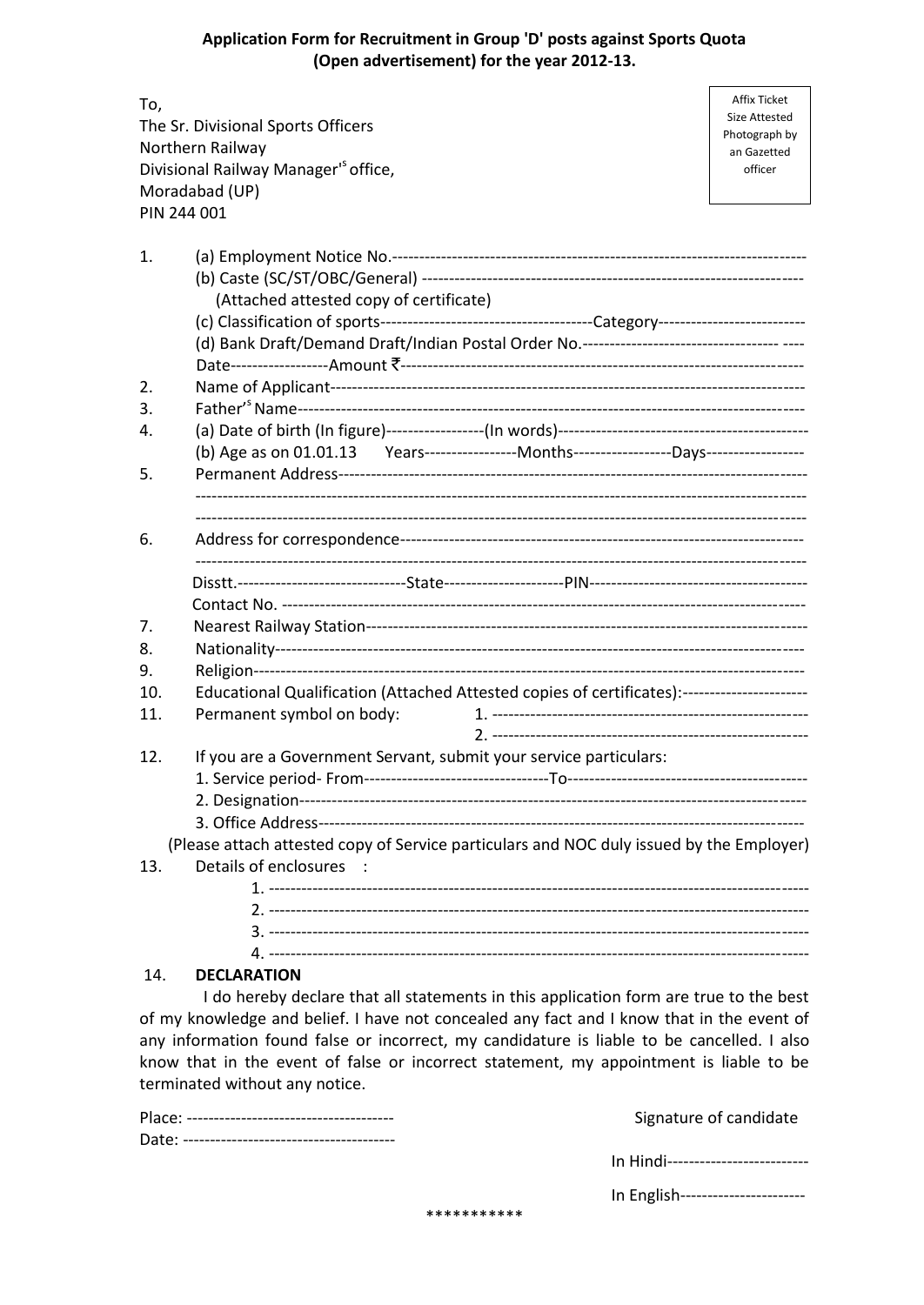**Application Form for Recruitment in Group 'D' posts against Sports Quota (Open advertisement) for the year 2012-13.**

To,
The Sr. Divisional Sports Officers
Northern Railway
Divisional Railway Manager's office,
Moradabad (UP)
PIN 244 001

Affix Ticket Size Attested Photograph by an Gazetted officer

1. (a) Employment Notice No.---------------------------------------------------------------------------
   (b) Caste (SC/ST/OBC/General) ---------------------------------------------------------------------
   (Attached attested copy of certificate)
   (c) Classification of sports---------------------------------------Category---------------------------
   (d) Bank Draft/Demand Draft/Indian Postal Order No.------------------------------------ ----
   Date------------------Amount ₹------------------------------------------------------------------------
2. Name of Applicant--------------------------------------------------------------------------------
3. Father's Name------------------------------------------------------------------------------------
4. (a) Date of birth (In figure)------------------(In words)---------------------------------------------
   (b) Age as on 01.01.13 Years-----------------Months------------------Days------------------
5. Permanent Address------------------------------------------------------------------------------
   ---------------------------------------------------------------------------------------------------------
   ---------------------------------------------------------------------------------------------------------
6. Address for correspondence------------------------------------------------------------------------
   ---------------------------------------------------------------------------------------------------------
   Disstt.--------------------------------State----------------------PIN---------------------------------------
   Contact No. ---------------------------------------------------------------------------------------------
7. Nearest Railway Station-------------------------------------------------------------------------------
8. Nationality---------------------------------------------------------------------------------------------
9. Religion-------------------------------------------------------------------------------------------------
10. Educational Qualification (Attached Attested copies of certificates):-----------------------
11. Permanent symbol on body: 1. ----------------------------------------------------------
    2. ----------------------------------------------------------
12. If you are a Government Servant, submit your service particulars:
    1. Service period- From----------------------------------To-------------------------------------------
    2. Designation-------------------------------------------------------------------------------------------
    3. Office Address----------------------------------------------------------------------------------------

    (Please attach attested copy of Service particulars and NOC duly issued by the Employer)
13. Details of enclosures :
    1. ---------------------------------------------------------------------------------------------
    2. ---------------------------------------------------------------------------------------------
    3. ---------------------------------------------------------------------------------------------
    4. ---------------------------------------------------------------------------------------------
14. **DECLARATION**

I do hereby declare that all statements in this application form are true to the best of my knowledge and belief. I have not concealed any fact and I know that in the event of any information found false or incorrect, my candidature is liable to be cancelled. I also know that in the event of false or incorrect statement, my appointment is liable to be terminated without any notice.

Place: --------------------------------------
Date: ---------------------------------------

Signature of candidate

In Hindi--------------------------

In English-----------------------

***********